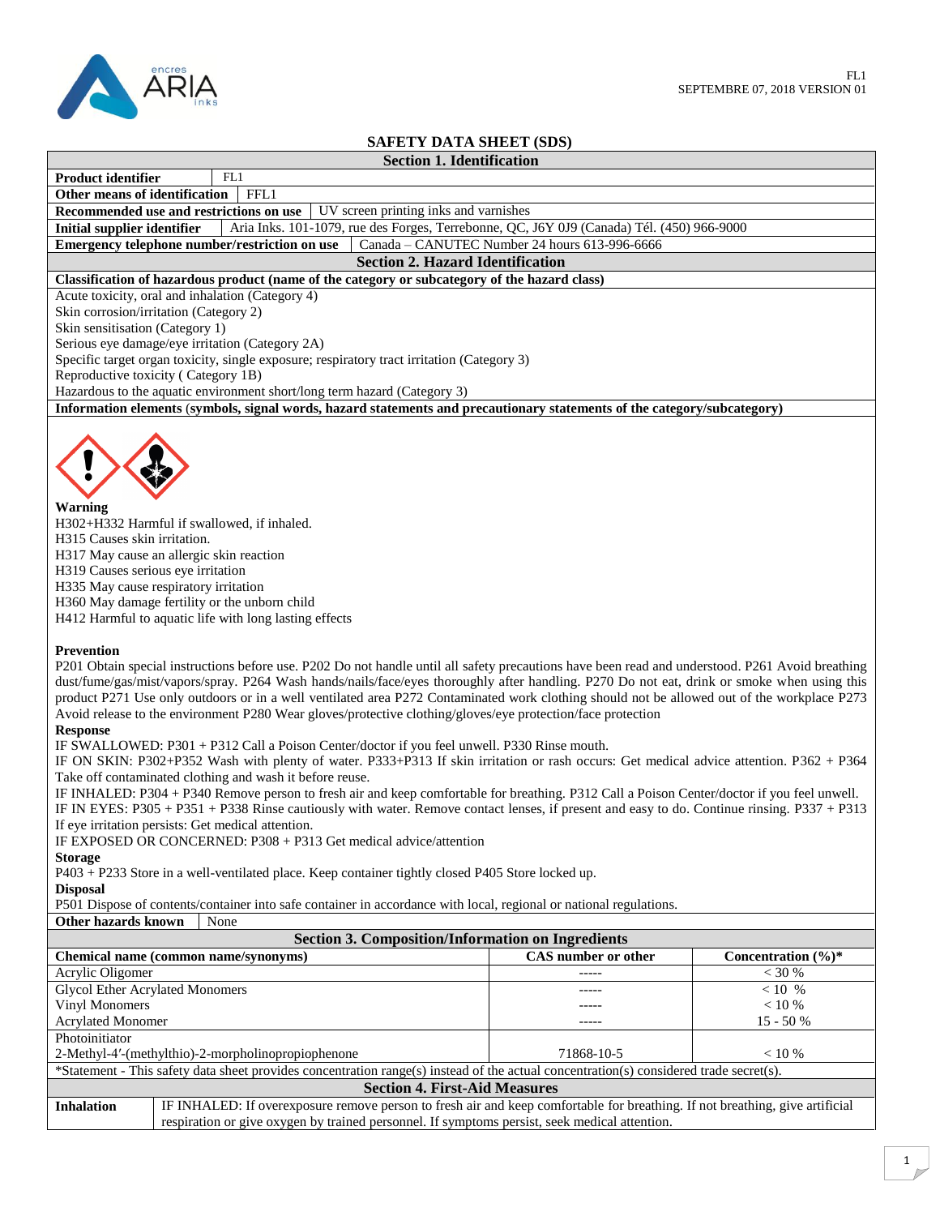FL1
SEPTEMBRE 07, 2018 VERSION 01

# SAFETY DATA SHEET (SDS)

## Section 1. Identification

| | |
|---|---|
| **Product identifier** | FL1 |
| **Other means of identification** | FFL1 |
| **Recommended use and restrictions on use** | UV screen printing inks and varnishes |
| **Initial supplier identifier** | Aria Inks. 101-1079, rue des Forges, Terrebonne, QC, J6Y 0J9 (Canada) Tél. (450) 966-9000 |
| **Emergency telephone number/restriction on use** | Canada – CANUTEC Number 24 hours 613-996-6666 |

## Section 2. Hazard Identification

**Classification of hazardous product (name of the category or subcategory of the hazard class)**

Acute toxicity, oral and inhalation (Category 4)
Skin corrosion/irritation (Category 2)
Skin sensitisation (Category 1)
Serious eye damage/eye irritation (Category 2A)
Specific target organ toxicity, single exposure; respiratory tract irritation (Category 3)
Reproductive toxicity ( Category 1B)
Hazardous to the aquatic environment short/long term hazard (Category 3)

**Information elements (symbols, signal words, hazard statements and precautionary statements of the category/subcategory)**

**Warning**

H302+H332 Harmful if swallowed, if inhaled.
H315 Causes skin irritation.
H317 May cause an allergic skin reaction
H319 Causes serious eye irritation
H335 May cause respiratory irritation
H360 May damage fertility or the unborn child
H412 Harmful to aquatic life with long lasting effects

**Prevention**

P201 Obtain special instructions before use. P202 Do not handle until all safety precautions have been read and understood. P261 Avoid breathing dust/fume/gas/mist/vapors/spray. P264 Wash hands/nails/face/eyes thoroughly after handling. P270 Do not eat, drink or smoke when using this product P271 Use only outdoors or in a well ventilated area P272 Contaminated work clothing should not be allowed out of the workplace P273 Avoid release to the environment P280 Wear gloves/protective clothing/gloves/eye protection/face protection

**Response**

IF SWALLOWED: P301 + P312 Call a Poison Center/doctor if you feel unwell. P330 Rinse mouth.
IF ON SKIN: P302+P352 Wash with plenty of water. P333+P313 If skin irritation or rash occurs: Get medical advice attention. P362 + P364 Take off contaminated clothing and wash it before reuse.
IF INHALED: P304 + P340 Remove person to fresh air and keep comfortable for breathing. P312 Call a Poison Center/doctor if you feel unwell.
IF IN EYES: P305 + P351 + P338 Rinse cautiously with water. Remove contact lenses, if present and easy to do. Continue rinsing. P337 + P313 If eye irritation persists: Get medical attention.
IF EXPOSED OR CONCERNED: P308 + P313 Get medical advice/attention

**Storage**

P403 + P233 Store in a well-ventilated place. Keep container tightly closed P405 Store locked up.

**Disposal**

P501 Dispose of contents/container into safe container in accordance with local, regional or national regulations.

**Other hazards known** None

## Section 3. Composition/Information on Ingredients

| Chemical name (common name/synonyms) | CAS number or other | Concentration (%)* |
|---|---|---|
| Acrylic Oligomer | ----- | < 30 % |
| Glycol Ether Acrylated Monomers | ----- | < 10 % |
| Vinyl Monomers | ----- | < 10 % |
| Acrylated Monomer | ----- | 15 - 50 % |
| Photoinitiator<br>2-Methyl-4′-(methylthio)-2-morpholinopropiophenone | 71868-10-5 | < 10 % |

*Statement - This safety data sheet provides concentration range(s) instead of the actual concentration(s) considered trade secret(s).

## Section 4. First-Aid Measures

| | |
|---|---|
| **Inhalation** | IF INHALED: If overexposure remove person to fresh air and keep comfortable for breathing. If not breathing, give artificial respiration or give oxygen by trained personnel. If symptoms persist, seek medical attention. |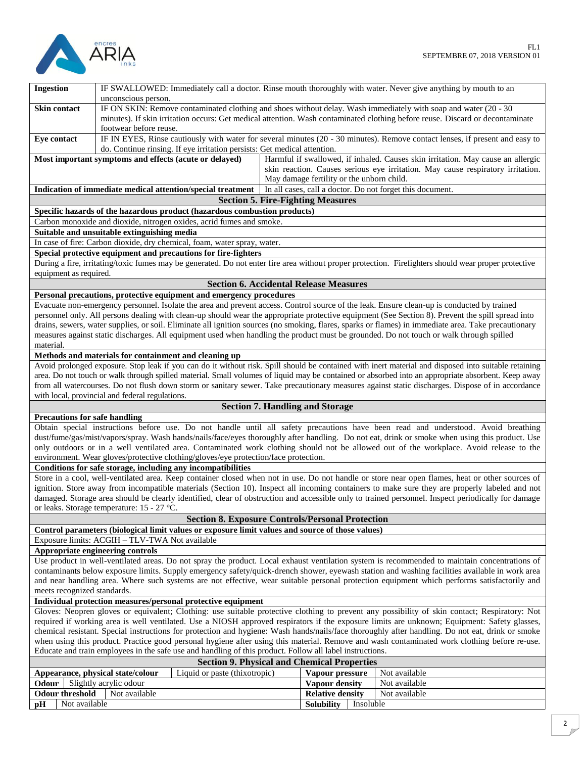| | |
|---|---|
| **Ingestion** | IF SWALLOWED: Immediately call a doctor. Rinse mouth thoroughly with water. Never give anything by mouth to an unconscious person. |
| **Skin contact** | IF ON SKIN: Remove contaminated clothing and shoes without delay. Wash immediately with soap and water (20 - 30 minutes). If skin irritation occurs: Get medical attention. Wash contaminated clothing before reuse. Discard or decontaminate footwear before reuse. |
| **Eye contact** | IF IN EYES, Rinse cautiously with water for several minutes (20 - 30 minutes). Remove contact lenses, if present and easy to do. Continue rinsing. If eye irritation persists: Get medical attention. |
| **Most important symptoms and effects (acute or delayed)** | Harmful if swallowed, if inhaled. Causes skin irritation. May cause an allergic skin reaction. Causes serious eye irritation. May cause respiratory irritation. May damage fertility or the unborn child. |
| **Indication of immediate medical attention/special treatment** | In all cases, call a doctor. Do not forget this document. |

## Section 5. Fire-Fighting Measures

**Specific hazards of the hazardous product (hazardous combustion products)**

Carbon monoxide and dioxide, nitrogen oxides, acrid fumes and smoke.

**Suitable and unsuitable extinguishing media**

In case of fire: Carbon dioxide, dry chemical, foam, water spray, water.

**Special protective equipment and precautions for fire-fighters**

During a fire, irritating/toxic fumes may be generated. Do not enter fire area without proper protection. Firefighters should wear proper protective equipment as required.

## Section 6. Accidental Release Measures

**Personal precautions, protective equipment and emergency procedures**

Evacuate non-emergency personnel. Isolate the area and prevent access. Control source of the leak. Ensure clean-up is conducted by trained personnel only. All persons dealing with clean-up should wear the appropriate protective equipment (See Section 8). Prevent the spill spread into drains, sewers, water supplies, or soil. Eliminate all ignition sources (no smoking, flares, sparks or flames) in immediate area. Take precautionary measures against static discharges. All equipment used when handling the product must be grounded. Do not touch or walk through spilled material.

**Methods and materials for containment and cleaning up**

Avoid prolonged exposure. Stop leak if you can do it without risk. Spill should be contained with inert material and disposed into suitable retaining area. Do not touch or walk through spilled material. Small volumes of liquid may be contained or absorbed into an appropriate absorbent. Keep away from all watercourses. Do not flush down storm or sanitary sewer. Take precautionary measures against static discharges. Dispose of in accordance with local, provincial and federal regulations.

## Section 7. Handling and Storage

**Precautions for safe handling**

Obtain special instructions before use. Do not handle until all safety precautions have been read and understood. Avoid breathing dust/fume/gas/mist/vapors/spray. Wash hands/nails/face/eyes thoroughly after handling. Do not eat, drink or smoke when using this product. Use only outdoors or in a well ventilated area. Contaminated work clothing should not be allowed out of the workplace. Avoid release to the environment. Wear gloves/protective clothing/gloves/eye protection/face protection.

**Conditions for safe storage, including any incompatibilities**

Store in a cool, well-ventilated area. Keep container closed when not in use. Do not handle or store near open flames, heat or other sources of ignition. Store away from incompatible materials (Section 10). Inspect all incoming containers to make sure they are properly labeled and not damaged. Storage area should be clearly identified, clear of obstruction and accessible only to trained personnel. Inspect periodically for damage or leaks. Storage temperature: 15 - 27 °C.

## Section 8. Exposure Controls/Personal Protection

**Control parameters (biological limit values or exposure limit values and source of those values)**

Exposure limits: ACGIH – TLV-TWA Not available

**Appropriate engineering controls**

Use product in well-ventilated areas. Do not spray the product. Local exhaust ventilation system is recommended to maintain concentrations of contaminants below exposure limits. Supply emergency safety/quick-drench shower, eyewash station and washing facilities available in work area and near handling area. Where such systems are not effective, wear suitable personal protection equipment which performs satisfactorily and meets recognized standards.

**Individual protection measures/personal protective equipment**

Gloves: Neopren gloves or equivalent; Clothing: use suitable protective clothing to prevent any possibility of skin contact; Respiratory: Not required if working area is well ventilated. Use a NIOSH approved respirators if the exposure limits are unknown; Equipment: Safety glasses, chemical resistant. Special instructions for protection and hygiene: Wash hands/nails/face thoroughly after handling. Do not eat, drink or smoke when using this product. Practice good personal hygiene after using this material. Remove and wash contaminated work clothing before re-use. Educate and train employees in the safe use and handling of this product. Follow all label instructions.

## Section 9. Physical and Chemical Properties

| | | | |
|---|---|---|---|
| **Appearance, physical state/colour** | Liquid or paste (thixotropic) | **Vapour pressure** | Not available |
| **Odour** | Slightly acrylic odour | **Vapour density** | Not available |
| **Odour threshold** | Not available | **Relative density** | Not available |
| **pH** | Not available | **Solubility** | Insoluble |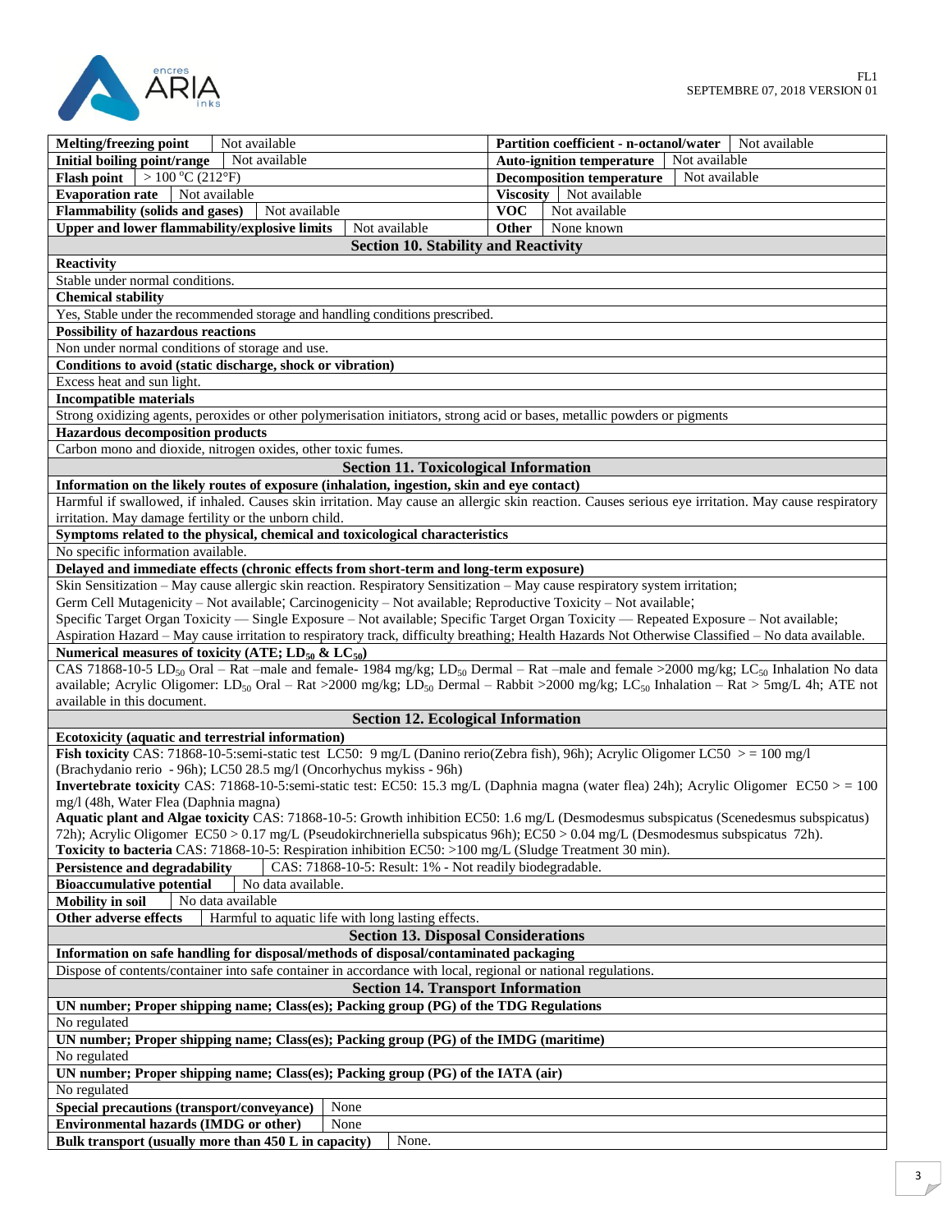| Property | Value | Property | Value |
|---|---|---|---|
| **Melting/freezing point** | Not available | **Partition coefficient - n-octanol/water** | Not available |
| **Initial boiling point/range** | Not available | **Auto-ignition temperature** | Not available |
| **Flash point** | > 100 °C (212°F) | **Decomposition temperature** | Not available |
| **Evaporation rate** | Not available | **Viscosity** | Not available |
| **Flammability (solids and gases)** | Not available | **VOC** | Not available |
| **Upper and lower flammability/explosive limits** | Not available | **Other** | None known |

## Section 10. Stability and Reactivity

**Reactivity**

Stable under normal conditions.

**Chemical stability**

Yes, Stable under the recommended storage and handling conditions prescribed.

**Possibility of hazardous reactions**

Non under normal conditions of storage and use.

**Conditions to avoid (static discharge, shock or vibration)**

Excess heat and sun light.

**Incompatible materials**

Strong oxidizing agents, peroxides or other polymerisation initiators, strong acid or bases, metallic powders or pigments

**Hazardous decomposition products**

Carbon mono and dioxide, nitrogen oxides, other toxic fumes.

## Section 11. Toxicological Information

**Information on the likely routes of exposure (inhalation, ingestion, skin and eye contact)**

Harmful if swallowed, if inhaled. Causes skin irritation. May cause an allergic skin reaction. Causes serious eye irritation. May cause respiratory irritation. May damage fertility or the unborn child.

**Symptoms related to the physical, chemical and toxicological characteristics**

No specific information available.

**Delayed and immediate effects (chronic effects from short-term and long-term exposure)**

Skin Sensitization – May cause allergic skin reaction. Respiratory Sensitization – May cause respiratory system irritation;
Germ Cell Mutagenicity – Not available; Carcinogenicity – Not available; Reproductive Toxicity – Not available;
Specific Target Organ Toxicity — Single Exposure – Not available; Specific Target Organ Toxicity — Repeated Exposure – Not available;
Aspiration Hazard – May cause irritation to respiratory track, difficulty breathing; Health Hazards Not Otherwise Classified – No data available.

**Numerical measures of toxicity (ATE; $LD_{50}$ & $LC_{50}$)**

CAS 71868-10-5 $LD_{50}$ Oral – Rat –male and female- 1984 mg/kg; $LD_{50}$ Dermal – Rat –male and female >2000 mg/kg; $LC_{50}$ Inhalation No data available; Acrylic Oligomer: $LD_{50}$ Oral – Rat >2000 mg/kg; $LD_{50}$ Dermal – Rabbit >2000 mg/kg; $LC_{50}$ Inhalation – Rat > 5mg/L 4h; ATE not available in this document.

## Section 12. Ecological Information

**Ecotoxicity (aquatic and terrestrial information)**

**Fish toxicity** CAS: 71868-10-5:semi-static test LC50: 9 mg/L (Danino rerio(Zebra fish), 96h); Acrylic Oligomer LC50 >= 100 mg/l (Brachydanio rerio - 96h); LC50 28.5 mg/l (Oncorhychus mykiss - 96h)
**Invertebrate toxicity** CAS: 71868-10-5:semi-static test: EC50: 15.3 mg/L (Daphnia magna (water flea) 24h); Acrylic Oligomer EC50 >= 100 mg/l (48h, Water Flea (Daphnia magna)
**Aquatic plant and Algae toxicity** CAS: 71868-10-5: Growth inhibition EC50: 1.6 mg/L (Desmodesmus subspicatus (Scenedesmus subspicatus) 72h); Acrylic Oligomer EC50 > 0.17 mg/L (Pseudokirchneriella subspicatus 96h); EC50 > 0.04 mg/L (Desmodesmus subspicatus 72h).
**Toxicity to bacteria** CAS: 71868-10-5: Respiration inhibition EC50: >100 mg/L (Sludge Treatment 30 min).

| | |
|---|---|
| **Persistence and degradability** | CAS: 71868-10-5: Result: 1% - Not readily biodegradable. |
| **Bioaccumulative potential** | No data available. |
| **Mobility in soil** | No data available |
| **Other adverse effects** | Harmful to aquatic life with long lasting effects. |

## Section 13. Disposal Considerations

**Information on safe handling for disposal/methods of disposal/contaminated packaging**

Dispose of contents/container into safe container in accordance with local, regional or national regulations.

## Section 14. Transport Information

**UN number; Proper shipping name; Class(es); Packing group (PG) of the TDG Regulations**

No regulated

**UN number; Proper shipping name; Class(es); Packing group (PG) of the IMDG (maritime)**

No regulated

**UN number; Proper shipping name; Class(es); Packing group (PG) of the IATA (air)**

No regulated

| | |
|---|---|
| **Special precautions (transport/conveyance)** | None |
| **Environmental hazards (IMDG or other)** | None |
| **Bulk transport (usually more than 450 L in capacity)** | None. |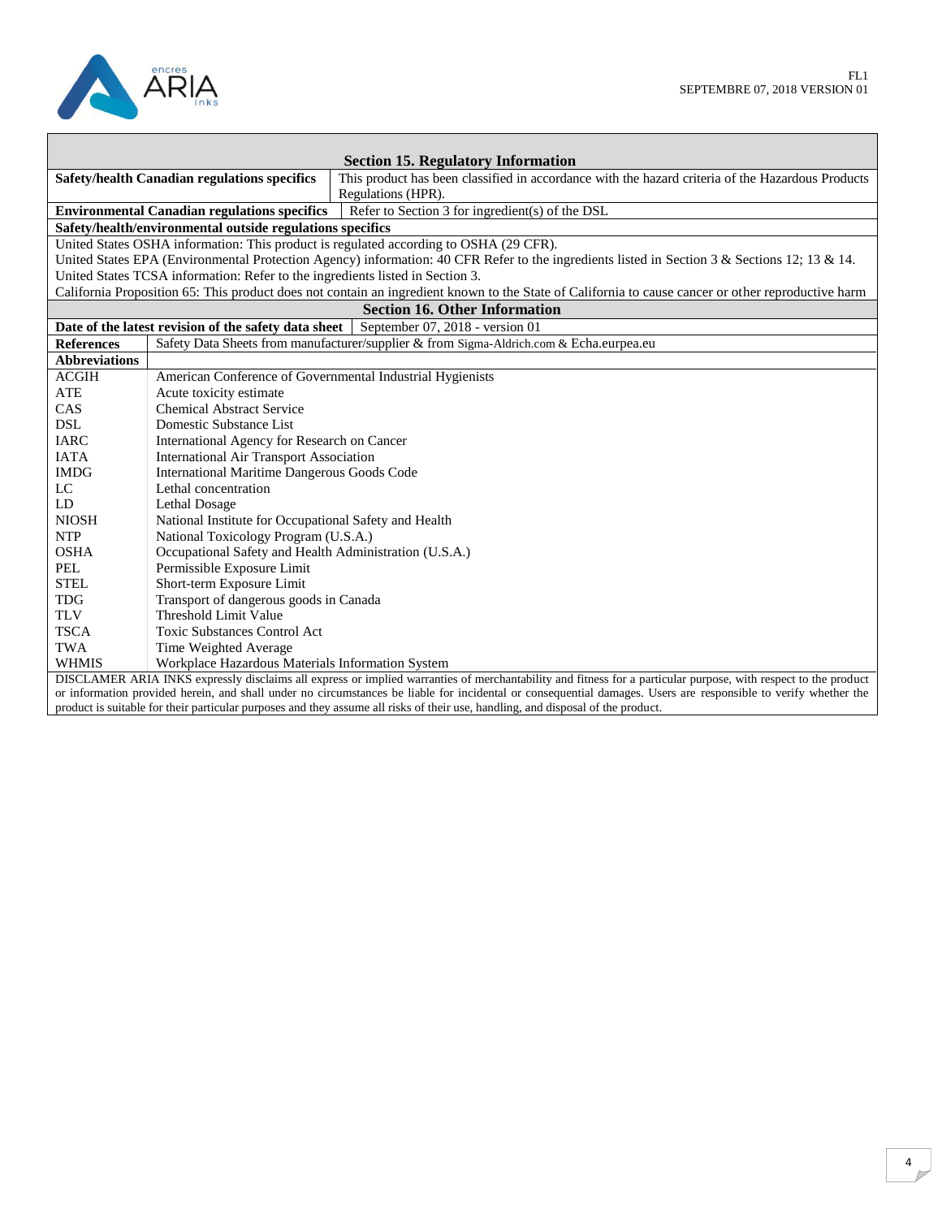## Section 15. Regulatory Information

| | |
|---|---|
| **Safety/health Canadian regulations specifics** | This product has been classified in accordance with the hazard criteria of the Hazardous Products Regulations (HPR). |
| **Environmental Canadian regulations specifics** | Refer to Section 3 for ingredient(s) of the DSL |

**Safety/health/environmental outside regulations specifics**

United States OSHA information: This product is regulated according to OSHA (29 CFR).
United States EPA (Environmental Protection Agency) information: 40 CFR Refer to the ingredients listed in Section 3 & Sections 12; 13 & 14.
United States TCSA information: Refer to the ingredients listed in Section 3.
California Proposition 65: This product does not contain an ingredient known to the State of California to cause cancer or other reproductive harm

## Section 16. Other Information

| | |
|---|---|
| **Date of the latest revision of the safety data sheet** | September 07, 2018 - version 01 |
| **References** | Safety Data Sheets from manufacturer/supplier & from Sigma-Aldrich.com & Echa.eurpea.eu |
| **Abbreviations** | |
| ACGIH | American Conference of Governmental Industrial Hygienists |
| ATE | Acute toxicity estimate |
| CAS | Chemical Abstract Service |
| DSL | Domestic Substance List |
| IARC | International Agency for Research on Cancer |
| IATA | International Air Transport Association |
| IMDG | International Maritime Dangerous Goods Code |
| LC | Lethal concentration |
| LD | Lethal Dosage |
| NIOSH | National Institute for Occupational Safety and Health |
| NTP | National Toxicology Program (U.S.A.) |
| OSHA | Occupational Safety and Health Administration (U.S.A.) |
| PEL | Permissible Exposure Limit |
| STEL | Short-term Exposure Limit |
| TDG | Transport of dangerous goods in Canada |
| TLV | Threshold Limit Value |
| TSCA | Toxic Substances Control Act |
| TWA | Time Weighted Average |
| WHMIS | Workplace Hazardous Materials Information System |

DISCLAMER ARIA INKS expressly disclaims all express or implied warranties of merchantability and fitness for a particular purpose, with respect to the product or information provided herein, and shall under no circumstances be liable for incidental or consequential damages. Users are responsible to verify whether the product is suitable for their particular purposes and they assume all risks of their use, handling, and disposal of the product.